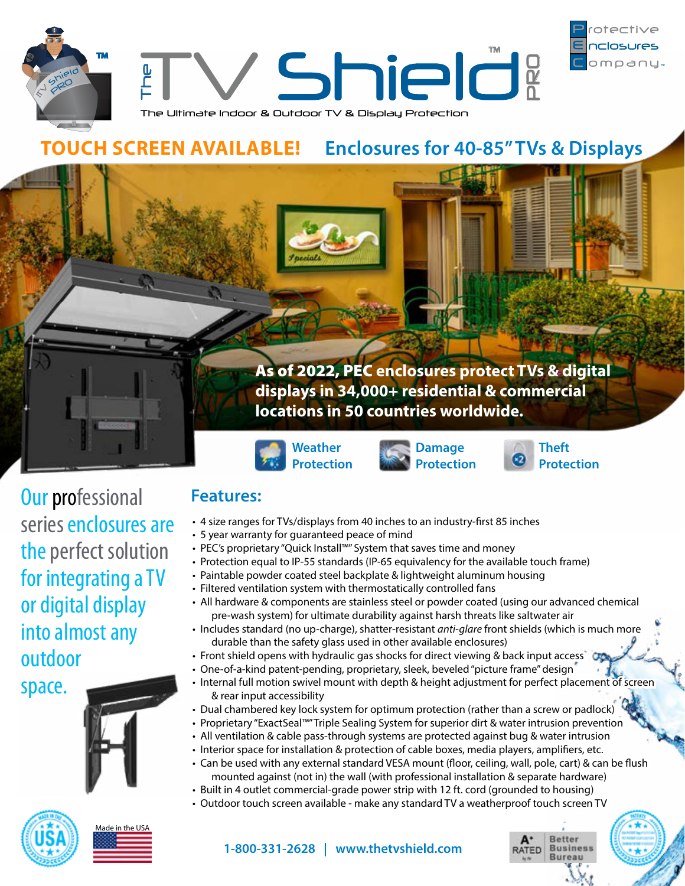# The TV Shield™ PRO

The Ultimate Indoor & Outdoor TV & Display Protection

Protective Enclosures Company™

## TOUCH SCREEN AVAILABLE! Enclosures for 40-85" TVs & Displays

**As of 2022, PEC enclosures protect TVs & digital displays in 34,000+ residential & commercial locations in 50 countries worldwide.**

Weather Protection | Damage Protection | Theft Protection

Our professional series enclosures are the perfect solution for integrating a TV or digital display into almost any outdoor space.

## Features:

- 4 size ranges for TVs/displays from 40 inches to an industry-first 85 inches
- 5 year warranty for guaranteed peace of mind
- PEC's proprietary "Quick Install™" System that saves time and money
- Protection equal to IP-55 standards (IP-65 equivalency for the available touch frame)
- Paintable powder coated steel backplate & lightweight aluminum housing
- Filtered ventilation system with thermostatically controlled fans
- All hardware & components are stainless steel or powder coated (using our advanced chemical pre-wash system) for ultimate durability against harsh threats like saltwater air
- Includes standard (no up-charge), shatter-resistant *anti-glare* front shields (which is much more durable than the safety glass used in other available enclosures)
- Front shield opens with hydraulic gas shocks for direct viewing & back input access
- One-of-a-kind patent-pending, proprietary, sleek, beveled "picture frame" design
- Internal full motion swivel mount with depth & height adjustment for perfect placement of screen & rear input accessibility
- Dual chambered key lock system for optimum protection (rather than a screw or padlock)
- Proprietary "ExactSeal™" Triple Sealing System for superior dirt & water intrusion prevention
- All ventilation & cable pass-through systems are protected against bug & water intrusion
- Interior space for installation & protection of cable boxes, media players, amplifiers, etc.
- Can be used with any external standard VESA mount (floor, ceiling, wall, pole, cart) & can be flush mounted against (not in) the wall (with professional installation & separate hardware)
- Built in 4 outlet commercial-grade power strip with 12 ft. cord (grounded to housing)
- Outdoor touch screen available - make any standard TV a weatherproof touch screen TV

Made in the USA

1-800-331-2628 | www.thetvshield.com

A+ RATED Better Business Bureau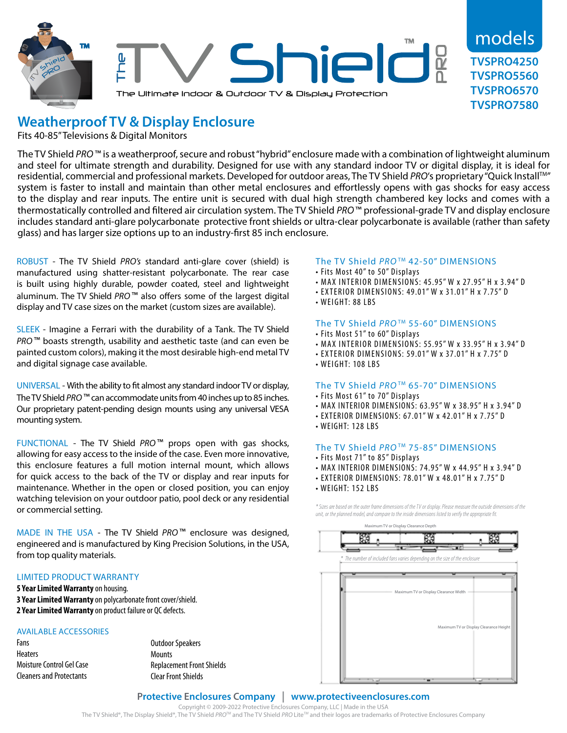# The TV Shield™ PRO

The Ultimate Indoor & Outdoor TV & Display Protection

## models

**TVSPRO4250**
**TVSPRO5560**
**TVSPRO6570**
**TVSPRO7580**

## Weatherproof TV & Display Enclosure

Fits 40-85" Televisions & Digital Monitors

The TV Shield *PRO*™ is a weatherproof, secure and robust "hybrid" enclosure made with a combination of lightweight aluminum and steel for ultimate strength and durability. Designed for use with any standard indoor TV or digital display, it is ideal for residential, commercial and professional markets. Developed for outdoor areas, The TV Shield *PRO*'s proprietary "Quick Install™" system is faster to install and maintain than other metal enclosures and effortlessly opens with gas shocks for easy access to the display and rear inputs. The entire unit is secured with dual high strength chambered key locks and comes with a thermostatically controlled and filtered air circulation system. The TV Shield *PRO*™ professional-grade TV and display enclosure includes standard anti-glare polycarbonate protective front shields or ultra-clear polycarbonate is available (rather than safety glass) and has larger size options up to an industry-first 85 inch enclosure.

ROBUST - The TV Shield *PRO's* standard anti-glare cover (shield) is manufactured using shatter-resistant polycarbonate. The rear case is built using highly durable, powder coated, steel and lightweight aluminum. The TV Shield *PRO*™ also offers some of the largest digital display and TV case sizes on the market (custom sizes are available).

SLEEK - Imagine a Ferrari with the durability of a Tank. The TV Shield *PRO*™ boasts strength, usability and aesthetic taste (and can even be painted custom colors), making it the most desirable high-end metal TV and digital signage case available.

UNIVERSAL - With the ability to fit almost any standard indoor TV or display, The TV Shield *PRO*™ can accommodate units from 40 inches up to 85 inches. Our proprietary patent-pending design mounts using any universal VESA mounting system.

FUNCTIONAL - The TV Shield *PRO*™ props open with gas shocks, allowing for easy access to the inside of the case. Even more innovative, this enclosure features a full motion internal mount, which allows for quick access to the back of the TV or display and rear inputs for maintenance. Whether in the open or closed position, you can enjoy watching television on your outdoor patio, pool deck or any residential or commercial setting.

MADE IN THE USA - The TV Shield *PRO*™ enclosure was designed, engineered and is manufactured by King Precision Solutions, in the USA, from top quality materials.

### LIMITED PRODUCT WARRANTY

**5 Year Limited Warranty** on housing.
**3 Year Limited Warranty** on polycarbonate front cover/shield.
**2 Year Limited Warranty** on product failure or QC defects.

### AVAILABLE ACCESSORIES

- Fans
- Heaters
- Moisture Control Gel Case
- Cleaners and Protectants
- Outdoor Speakers
- Mounts
- Replacement Front Shields
- Clear Front Shields

### The TV Shield *PRO*™ 42-50" DIMENSIONS

- Fits Most 40" to 50" Displays
- MAX INTERIOR DIMENSIONS: 45.95" W x 27.95" H x 3.94" D
- EXTERIOR DIMENSIONS: 49.01" W x 31.01" H x 7.75" D
- WEIGHT: 88 LBS

### The TV Shield *PRO*™ 55-60" DIMENSIONS

- Fits Most 51" to 60" Displays
- MAX INTERIOR DIMENSIONS: 55.95" W x 33.95" H x 3.94" D
- EXTERIOR DIMENSIONS: 59.01" W x 37.01" H x 7.75" D
- WEIGHT: 108 LBS

### The TV Shield *PRO*™ 65-70" DIMENSIONS

- Fits Most 61" to 70" Displays
- MAX INTERIOR DIMENSIONS: 63.95" W x 38.95" H x 3.94" D
- EXTERIOR DIMENSIONS: 67.01" W x 42.01" H x 7.75" D
- WEIGHT: 128 LBS

### The TV Shield *PRO*™ 75-85" DIMENSIONS

- Fits Most 71" to 85" Displays
- MAX INTERIOR DIMENSIONS: 74.95" W x 44.95" H x 3.94" D
- EXTERIOR DIMENSIONS: 78.01" W x 48.01" H x 7.75" D
- WEIGHT: 152 LBS

*\* Sizes are based on the outer frame dimensions of the TV or display. Please measure the outside dimensions of the unit, or the planned model, and compare to the inside dimensions listed to verify the appropriate fit.*

Maximum TV or Display Clearance Depth

*\* The number of included fans varies depending on the size of the enclosure*

Maximum TV or Display Clearance Width

Maximum TV or Display Clearance Height

**Protective Enclosures Company | www.protectiveenclosures.com**

Copyright © 2009-2022 Protective Enclosures Company, LLC | Made in the USA
The TV Shield®, The Display Shield®, The TV Shield *PRO*™ and The TV Shield *PRO* Lite™ and their logos are trademarks of Protective Enclosures Company